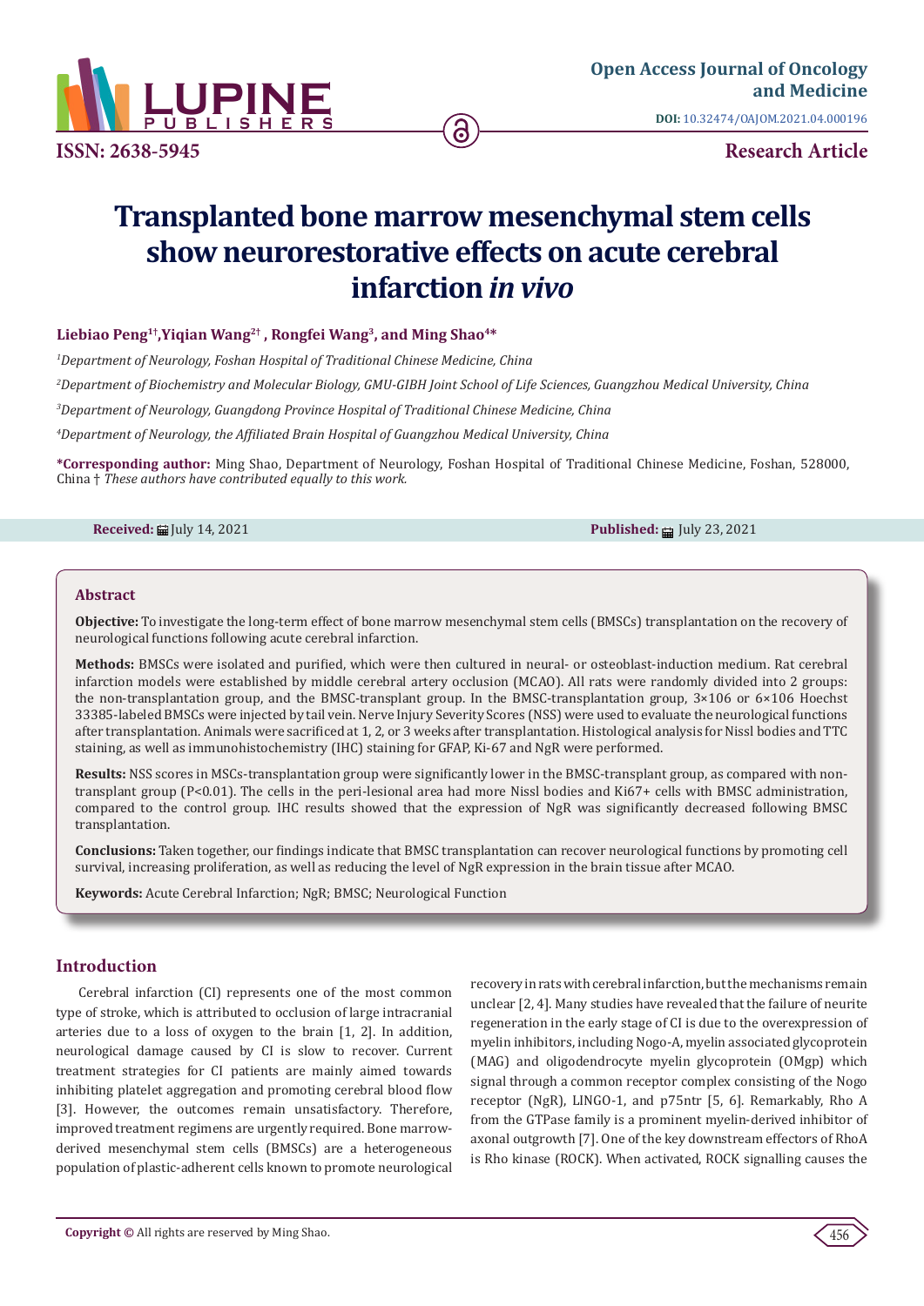# Transplanted bone marrow mesenchymal stem cells show neurorestorative effects on acute cerebral infarction *in vivo*

**Liebiao Peng[1†], Yiqian Wang[2†], Rongfei Wang[3], and Ming Shao[4*]**

[1]*Department of Neurology, Foshan Hospital of Traditional Chinese Medicine, China*

[2]*Department of Biochemistry and Molecular Biology, GMU-GIBH Joint School of Life Sciences, Guangzhou Medical University, China*

[3]*Department of Neurology, Guangdong Province Hospital of Traditional Chinese Medicine, China*

[4]*Department of Neurology, the Affiliated Brain Hospital of Guangzhou Medical University, China*

**\*Corresponding author:** Ming Shao, Department of Neurology, Foshan Hospital of Traditional Chinese Medicine, Foshan, 528000, China † *These authors have contributed equally to this work.*

**Received:** July 14, 2021

**Published:** July 23, 2021

## Abstract

**Objective:** To investigate the long-term effect of bone marrow mesenchymal stem cells (BMSCs) transplantation on the recovery of neurological functions following acute cerebral infarction.

**Methods:** BMSCs were isolated and purified, which were then cultured in neural- or osteoblast-induction medium. Rat cerebral infarction models were established by middle cerebral artery occlusion (MCAO). All rats were randomly divided into 2 groups: the non-transplantation group, and the BMSC-transplant group. In the BMSC-transplantation group, 3×106 or 6×106 Hoechst 33385-labeled BMSCs were injected by tail vein. Nerve Injury Severity Scores (NSS) were used to evaluate the neurological functions after transplantation. Animals were sacrificed at 1, 2, or 3 weeks after transplantation. Histological analysis for Nissl bodies and TTC staining, as well as immunohistochemistry (IHC) staining for GFAP, Ki-67 and NgR were performed.

**Results:** NSS scores in MSCs-transplantation group were significantly lower in the BMSC-transplant group, as compared with non-transplant group ($P<0.01$). The cells in the peri-lesional area had more Nissl bodies and Ki67+ cells with BMSC administration, compared to the control group. IHC results showed that the expression of NgR was significantly decreased following BMSC transplantation.

**Conclusions:** Taken together, our findings indicate that BMSC transplantation can recover neurological functions by promoting cell survival, increasing proliferation, as well as reducing the level of NgR expression in the brain tissue after MCAO.

**Keywords:** Acute Cerebral Infarction; NgR; BMSC; Neurological Function

## Introduction

Cerebral infarction (CI) represents one of the most common type of stroke, which is attributed to occlusion of large intracranial arteries due to a loss of oxygen to the brain [1, 2]. In addition, neurological damage caused by CI is slow to recover. Current treatment strategies for CI patients are mainly aimed towards inhibiting platelet aggregation and promoting cerebral blood flow [3]. However, the outcomes remain unsatisfactory. Therefore, improved treatment regimens are urgently required. Bone marrow-derived mesenchymal stem cells (BMSCs) are a heterogeneous population of plastic-adherent cells known to promote neurological recovery in rats with cerebral infarction, but the mechanisms remain unclear [2, 4]. Many studies have revealed that the failure of neurite regeneration in the early stage of CI is due to the overexpression of myelin inhibitors, including Nogo-A, myelin associated glycoprotein (MAG) and oligodendrocyte myelin glycoprotein (OMgp) which signal through a common receptor complex consisting of the Nogo receptor (NgR), LINGO-1, and p75ntr [5, 6]. Remarkably, Rho A from the GTPase family is a prominent myelin-derived inhibitor of axonal outgrowth [7]. One of the key downstream effectors of RhoA is Rho kinase (ROCK). When activated, ROCK signalling causes the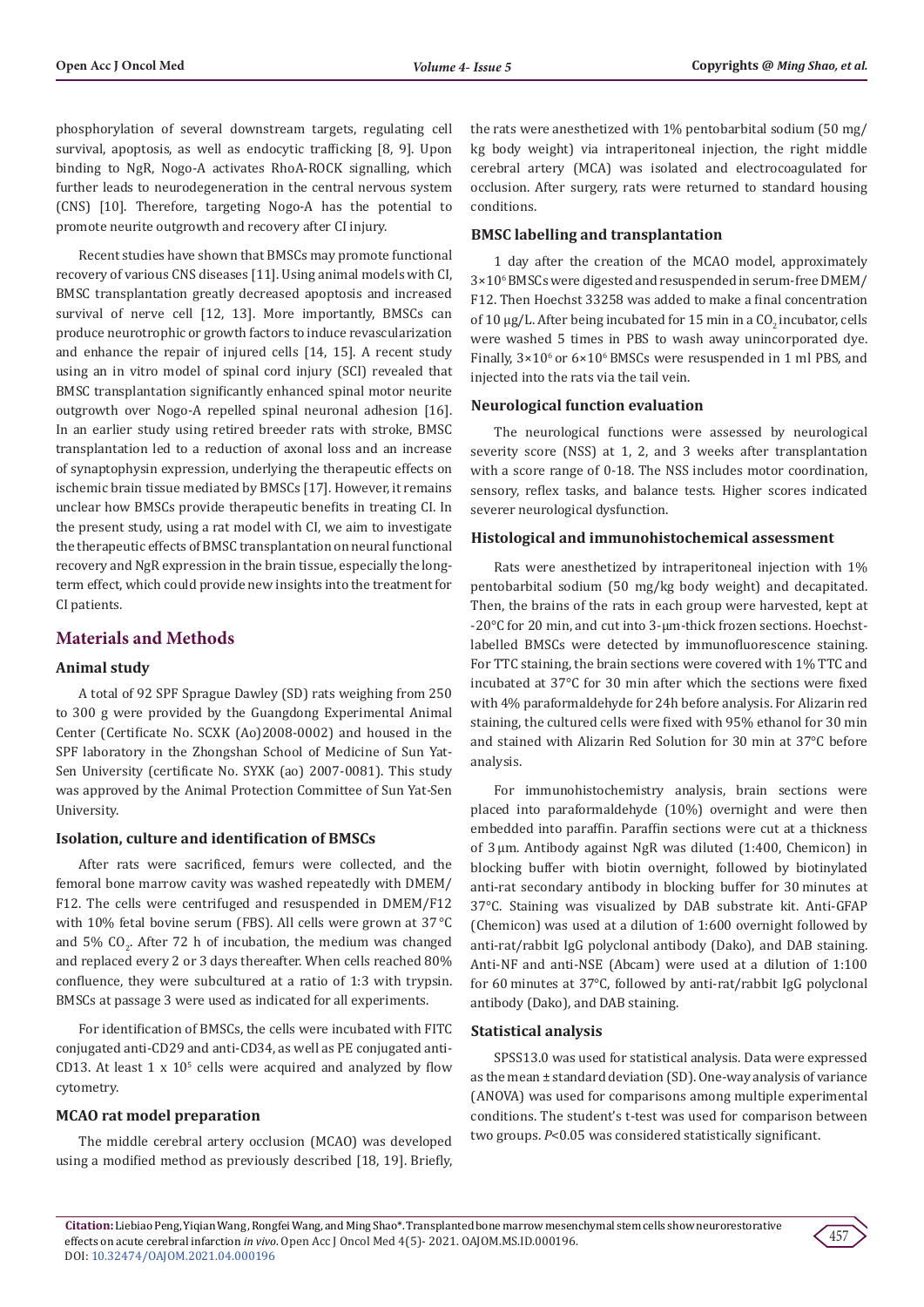phosphorylation of several downstream targets, regulating cell survival, apoptosis, as well as endocytic trafficking [8, 9]. Upon binding to NgR, Nogo-A activates RhoA-ROCK signalling, which further leads to neurodegeneration in the central nervous system (CNS) [10]. Therefore, targeting Nogo-A has the potential to promote neurite outgrowth and recovery after CI injury.

Recent studies have shown that BMSCs may promote functional recovery of various CNS diseases [11]. Using animal models with CI, BMSC transplantation greatly decreased apoptosis and increased survival of nerve cell [12, 13]. More importantly, BMSCs can produce neurotrophic or growth factors to induce revascularization and enhance the repair of injured cells [14, 15]. A recent study using an in vitro model of spinal cord injury (SCI) revealed that BMSC transplantation significantly enhanced spinal motor neurite outgrowth over Nogo-A repelled spinal neuronal adhesion [16]. In an earlier study using retired breeder rats with stroke, BMSC transplantation led to a reduction of axonal loss and an increase of synaptophysin expression, underlying the therapeutic effects on ischemic brain tissue mediated by BMSCs [17]. However, it remains unclear how BMSCs provide therapeutic benefits in treating CI. In the present study, using a rat model with CI, we aim to investigate the therapeutic effects of BMSC transplantation on neural functional recovery and NgR expression in the brain tissue, especially the long-term effect, which could provide new insights into the treatment for CI patients.

## Materials and Methods

### Animal study

A total of 92 SPF Sprague Dawley (SD) rats weighing from 250 to 300 g were provided by the Guangdong Experimental Animal Center (Certificate No. SCXK (Ao)2008-0002) and housed in the SPF laboratory in the Zhongshan School of Medicine of Sun Yat-Sen University (certificate No. SYXK (ao) 2007-0081). This study was approved by the Animal Protection Committee of Sun Yat-Sen University.

### Isolation, culture and identification of BMSCs

After rats were sacrificed, femurs were collected, and the femoral bone marrow cavity was washed repeatedly with DMEM/F12. The cells were centrifuged and resuspended in DMEM/F12 with 10% fetal bovine serum (FBS). All cells were grown at 37 °C and 5% $CO_2$. After 72 h of incubation, the medium was changed and replaced every 2 or 3 days thereafter. When cells reached 80% confluence, they were subcultured at a ratio of 1:3 with trypsin. BMSCs at passage 3 were used as indicated for all experiments.

For identification of BMSCs, the cells were incubated with FITC conjugated anti-CD29 and anti-CD34, as well as PE conjugated anti-CD13. At least $1 \times 10^5$ cells were acquired and analyzed by flow cytometry.

### MCAO rat model preparation

The middle cerebral artery occlusion (MCAO) was developed using a modified method as previously described [18, 19]. Briefly, the rats were anesthetized with 1% pentobarbital sodium (50 mg/kg body weight) via intraperitoneal injection, the right middle cerebral artery (MCA) was isolated and electrocoagulated for occlusion. After surgery, rats were returned to standard housing conditions.

### BMSC labelling and transplantation

1 day after the creation of the MCAO model, approximately $3\times10^6$ BMSCs were digested and resuspended in serum-free DMEM/F12. Then Hoechst 33258 was added to make a final concentration of 10 μg/L. After being incubated for 15 min in a $CO_2$ incubator, cells were washed 5 times in PBS to wash away unincorporated dye. Finally, $3\times10^6$ or $6\times10^6$ BMSCs were resuspended in 1 ml PBS, and injected into the rats via the tail vein.

### Neurological function evaluation

The neurological functions were assessed by neurological severity score (NSS) at 1, 2, and 3 weeks after transplantation with a score range of 0-18. The NSS includes motor coordination, sensory, reflex tasks, and balance tests. Higher scores indicated severer neurological dysfunction.

### Histological and immunohistochemical assessment

Rats were anesthetized by intraperitoneal injection with 1% pentobarbital sodium (50 mg/kg body weight) and decapitated. Then, the brains of the rats in each group were harvested, kept at -20°C for 20 min, and cut into 3-μm-thick frozen sections. Hoechst-labelled BMSCs were detected by immunofluorescence staining. For TTC staining, the brain sections were covered with 1% TTC and incubated at 37°C for 30 min after which the sections were fixed with 4% paraformaldehyde for 24h before analysis. For Alizarin red staining, the cultured cells were fixed with 95% ethanol for 30 min and stained with Alizarin Red Solution for 30 min at 37°C before analysis.

For immunohistochemistry analysis, brain sections were placed into paraformaldehyde (10%) overnight and were then embedded into paraffin. Paraffin sections were cut at a thickness of 3 μm. Antibody against NgR was diluted (1:400, Chemicon) in blocking buffer with biotin overnight, followed by biotinylated anti-rat secondary antibody in blocking buffer for 30 minutes at 37°C. Staining was visualized by DAB substrate kit. Anti-GFAP (Chemicon) was used at a dilution of 1:600 overnight followed by anti-rat/rabbit IgG polyclonal antibody (Dako), and DAB staining. Anti-NF and anti-NSE (Abcam) were used at a dilution of 1:100 for 60 minutes at 37°C, followed by anti-rat/rabbit IgG polyclonal antibody (Dako), and DAB staining.

### Statistical analysis

SPSS13.0 was used for statistical analysis. Data were expressed as the mean ± standard deviation (SD). One-way analysis of variance (ANOVA) was used for comparisons among multiple experimental conditions. The student's t-test was used for comparison between two groups. $P<0.05$ was considered statistically significant.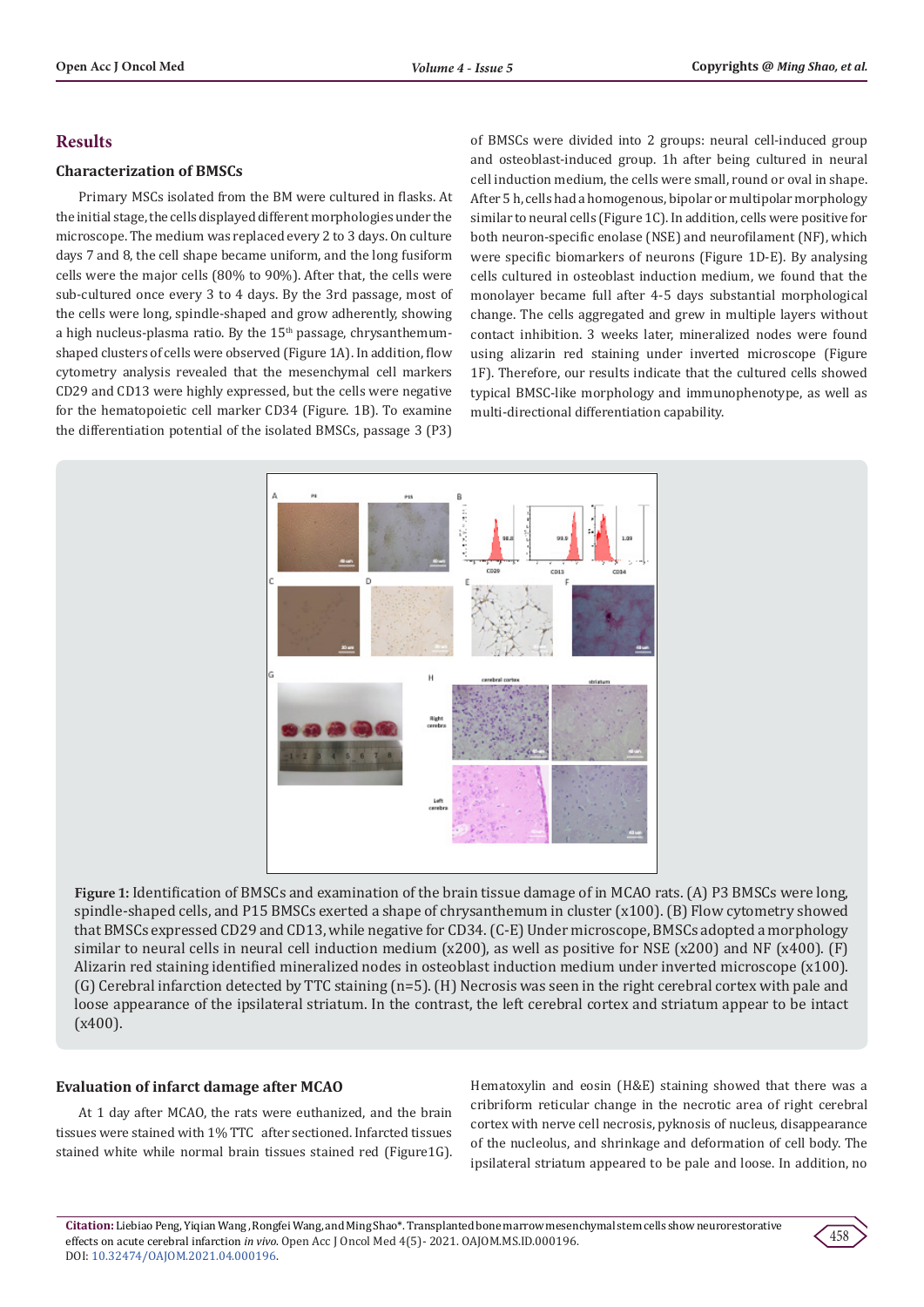## Results

### Characterization of BMSCs

Primary MSCs isolated from the BM were cultured in flasks. At the initial stage, the cells displayed different morphologies under the microscope. The medium was replaced every 2 to 3 days. On culture days 7 and 8, the cell shape became uniform, and the long fusiform cells were the major cells (80% to 90%). After that, the cells were sub-cultured once every 3 to 4 days. By the 3rd passage, most of the cells were long, spindle-shaped and grow adherently, showing a high nucleus-plasma ratio. By the 15th passage, chrysanthemum-shaped clusters of cells were observed (Figure 1A). In addition, flow cytometry analysis revealed that the mesenchymal cell markers CD29 and CD13 were highly expressed, but the cells were negative for the hematopoietic cell marker CD34 (Figure. 1B). To examine the differentiation potential of the isolated BMSCs, passage 3 (P3) of BMSCs were divided into 2 groups: neural cell-induced group and osteoblast-induced group. 1h after being cultured in neural cell induction medium, the cells were small, round or oval in shape. After 5 h, cells had a homogenous, bipolar or multipolar morphology similar to neural cells (Figure 1C). In addition, cells were positive for both neuron-specific enolase (NSE) and neurofilament (NF), which were specific biomarkers of neurons (Figure 1D-E). By analysing cells cultured in osteoblast induction medium, we found that the monolayer became full after 4-5 days substantial morphological change. The cells aggregated and grew in multiple layers without contact inhibition. 3 weeks later, mineralized nodes were found using alizarin red staining under inverted microscope (Figure 1F). Therefore, our results indicate that the cultured cells showed typical BMSC-like morphology and immunophenotype, as well as multi-directional differentiation capability.

**Figure 1:** Identification of BMSCs and examination of the brain tissue damage of in MCAO rats. (A) P3 BMSCs were long, spindle-shaped cells, and P15 BMSCs exerted a shape of chrysanthemum in cluster (x100). (B) Flow cytometry showed that BMSCs expressed CD29 and CD13, while negative for CD34. (C-E) Under microscope, BMSCs adopted a morphology similar to neural cells in neural cell induction medium (x200), as well as positive for NSE (x200) and NF (x400). (F) Alizarin red staining identified mineralized nodes in osteoblast induction medium under inverted microscope (x100). (G) Cerebral infarction detected by TTC staining (n=5). (H) Necrosis was seen in the right cerebral cortex with pale and loose appearance of the ipsilateral striatum. In the contrast, the left cerebral cortex and striatum appear to be intact (x400).

### Evaluation of infarct damage after MCAO

At 1 day after MCAO, the rats were euthanized, and the brain tissues were stained with 1% TTC after sectioned. Infarcted tissues stained white while normal brain tissues stained red (Figure1G). Hematoxylin and eosin (H&E) staining showed that there was a cribriform reticular change in the necrotic area of right cerebral cortex with nerve cell necrosis, pyknosis of nucleus, disappearance of the nucleolus, and shrinkage and deformation of cell body. The ipsilateral striatum appeared to be pale and loose. In addition, no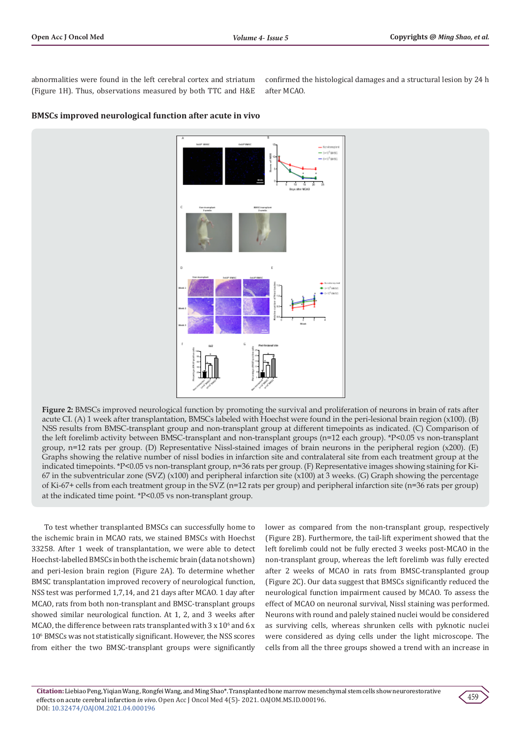abnormalities were found in the left cerebral cortex and striatum (Figure 1H). Thus, observations measured by both TTC and H&E confirmed the histological damages and a structural lesion by 24 h after MCAO.

### BMSCs improved neurological function after acute in vivo

**Figure 2:** BMSCs improved neurological function by promoting the survival and proliferation of neurons in brain of rats after acute CI. (A) 1 week after transplantation, BMSCs labeled with Hoechst were found in the peri-lesional brain region (x100). (B) NSS results from BMSC-transplant group and non-transplant group at different timepoints as indicated. (C) Comparison of the left forelimb activity between BMSC-transplant and non-transplant groups (n=12 each group). *P<0.05 vs non-transplant group, n=12 rats per group. (D) Representative Nissl-stained images of brain neurons in the peripheral region (x200). (E) Graphs showing the relative number of nissl bodies in infarction site and contralateral site from each treatment group at the indicated timepoints. *P<0.05 vs non-transplant group, n=36 rats per group. (F) Representative images showing staining for Ki-67 in the subventricular zone (SVZ) (x100) and peripheral infarction site (x100) at 3 weeks. (G) Graph showing the percentage of Ki-67+ cells from each treatment group in the SVZ (n=12 rats per group) and peripheral infarction site (n=36 rats per group) at the indicated time point. *P<0.05 vs non-transplant group.

To test whether transplanted BMSCs can successfully home to the ischemic brain in MCAO rats, we stained BMSCs with Hoechst 33258. After 1 week of transplantation, we were able to detect Hoechst-labelled BMSCs in both the ischemic brain (data not shown) and peri-lesion brain region (Figure 2A). To determine whether BMSC transplantation improved recovery of neurological function, NSS test was performed 1,7,14, and 21 days after MCAO. 1 day after MCAO, rats from both non-transplant and BMSC-transplant groups showed similar neurological function. At 1, 2, and 3 weeks after MCAO, the difference between rats transplanted with 3 x $10^6$ and 6 x $10^6$ BMSCs was not statistically significant. However, the NSS scores from either the two BMSC-transplant groups were significantly lower as compared from the non-transplant group, respectively (Figure 2B). Furthermore, the tail-lift experiment showed that the left forelimb could not be fully erected 3 weeks post-MCAO in the non-transplant group, whereas the left forelimb was fully erected after 2 weeks of MCAO in rats from BMSC-transplanted group (Figure 2C). Our data suggest that BMSCs significantly reduced the neurological function impairment caused by MCAO. To assess the effect of MCAO on neuronal survival, Nissl staining was performed. Neurons with round and palely stained nuclei would be considered as surviving cells, whereas shrunken cells with pyknotic nuclei were considered as dying cells under the light microscope. The cells from all the three groups showed a trend with an increase in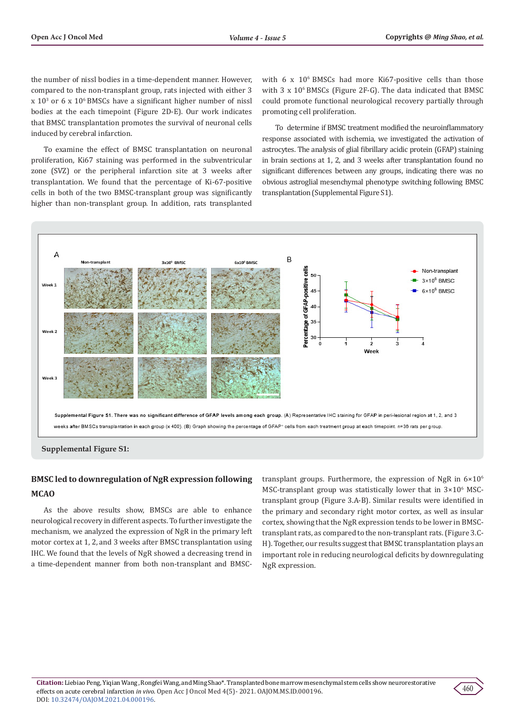the number of nissl bodies in a time-dependent manner. However, compared to the non-transplant group, rats injected with either 3 x $10^3$ or 6 x $10^6$ BMSCs have a significant higher number of nissl bodies at the each timepoint (Figure 2D-E). Our work indicates that BMSC transplantation promotes the survival of neuronal cells induced by cerebral infarction.

To examine the effect of BMSC transplantation on neuronal proliferation, Ki67 staining was performed in the subventricular zone (SVZ) or the peripheral infarction site at 3 weeks after transplantation. We found that the percentage of Ki-67-positive cells in both of the two BMSC-transplant group was significantly higher than non-transplant group. In addition, rats transplanted with 6 x $10^6$ BMSCs had more Ki67-positive cells than those with 3 x $10^6$ BMSCs (Figure 2F-G). The data indicated that BMSC could promote functional neurological recovery partially through promoting cell proliferation.

To determine if BMSC treatment modified the neuroinflammatory response associated with ischemia, we investigated the activation of astrocytes. The analysis of glial fibrillary acidic protein (GFAP) staining in brain sections at 1, 2, and 3 weeks after transplantation found no significant differences between any groups, indicating there was no obvious astroglial mesenchymal phenotype switching following BMSC transplantation (Supplemental Figure S1).

Supplemental Figure S1. There was no significant difference of GFAP levels among each group. (A) Representative IHC staining for GFAP in peri-lesional region at 1, 2, and 3 weeks after BMSCs transplantation in each group (x 400). (B) Graph showing the percentage of GFAP+ cells from each treatment group at each timepoint. n=36 rats per group.

**Supplemental Figure S1:**

## BMSC led to downregulation of NgR expression following MCAO

As the above results show, BMSCs are able to enhance neurological recovery in different aspects. To further investigate the mechanism, we analyzed the expression of NgR in the primary left motor cortex at 1, 2, and 3 weeks after BMSC transplantation using IHC. We found that the levels of NgR showed a decreasing trend in a time-dependent manner from both non-transplant and BMSC-transplant groups. Furthermore, the expression of NgR in $6\times10^6$ MSC-transplant group was statistically lower that in $3\times10^6$ MSC-transplant group (Figure 3.A-B). Similar results were identified in the primary and secondary right motor cortex, as well as insular cortex, showing that the NgR expression tends to be lower in BMSC-transplant rats, as compared to the non-transplant rats. (Figure 3.C-H). Together, our results suggest that BMSC transplantation plays an important role in reducing neurological deficits by downregulating NgR expression.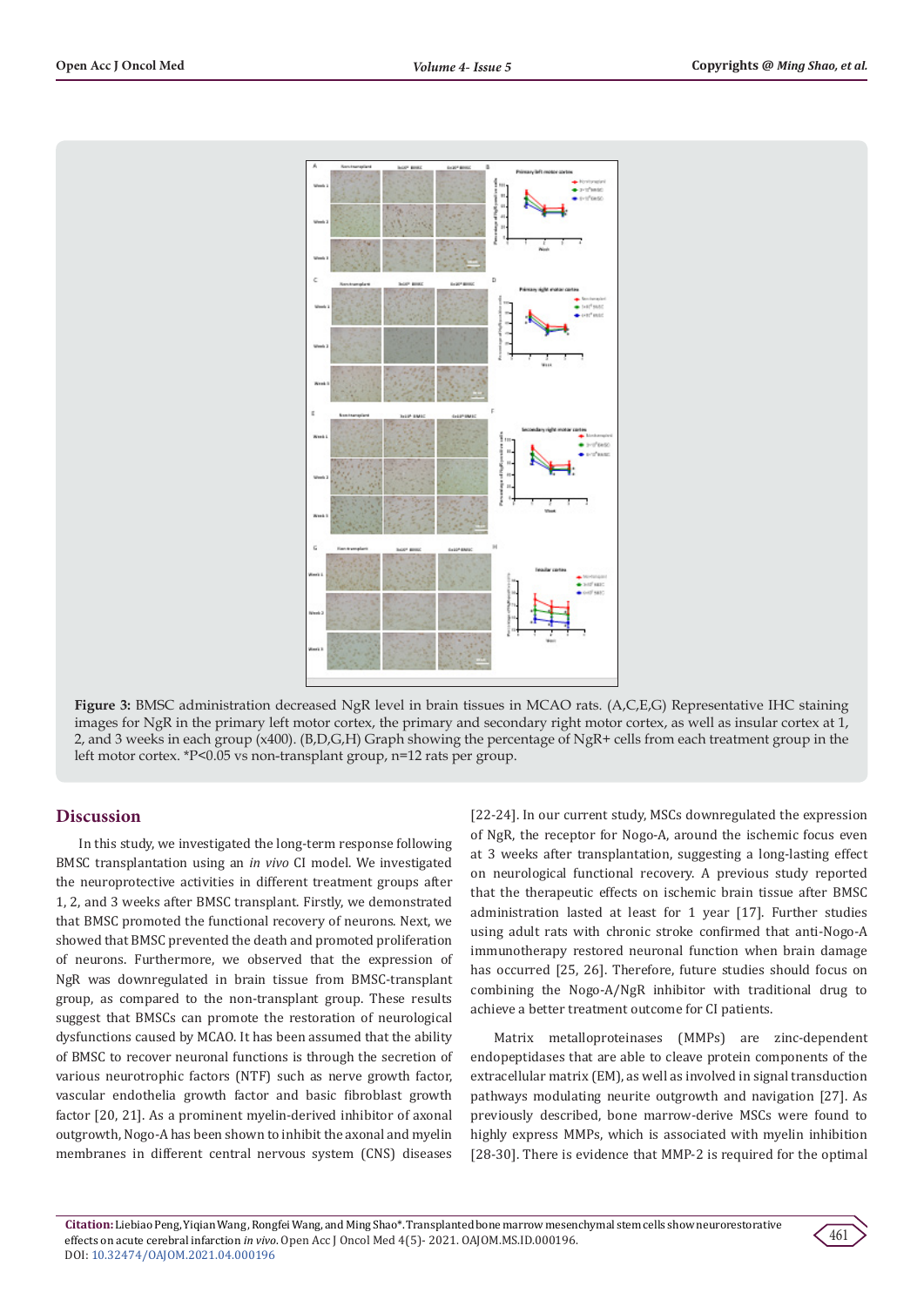**Figure 3:** BMSC administration decreased NgR level in brain tissues in MCAO rats. (A,C,E,G) Representative IHC staining images for NgR in the primary left motor cortex, the primary and secondary right motor cortex, as well as insular cortex at 1, 2, and 3 weeks in each group (x400). (B,D,G,H) Graph showing the percentage of NgR+ cells from each treatment group in the left motor cortex. *P<0.05 vs non-transplant group, n=12 rats per group.

## Discussion

In this study, we investigated the long-term response following BMSC transplantation using an *in vivo* CI model. We investigated the neuroprotective activities in different treatment groups after 1, 2, and 3 weeks after BMSC transplant. Firstly, we demonstrated that BMSC promoted the functional recovery of neurons. Next, we showed that BMSC prevented the death and promoted proliferation of neurons. Furthermore, we observed that the expression of NgR was downregulated in brain tissue from BMSC-transplant group, as compared to the non-transplant group. These results suggest that BMSCs can promote the restoration of neurological dysfunctions caused by MCAO. It has been assumed that the ability of BMSC to recover neuronal functions is through the secretion of various neurotrophic factors (NTF) such as nerve growth factor, vascular endothelia growth factor and basic fibroblast growth factor [20, 21]. As a prominent myelin-derived inhibitor of axonal outgrowth, Nogo-A has been shown to inhibit the axonal and myelin membranes in different central nervous system (CNS) diseases [22-24]. In our current study, MSCs downregulated the expression of NgR, the receptor for Nogo-A, around the ischemic focus even at 3 weeks after transplantation, suggesting a long-lasting effect on neurological functional recovery. A previous study reported that the therapeutic effects on ischemic brain tissue after BMSC administration lasted at least for 1 year [17]. Further studies using adult rats with chronic stroke confirmed that anti-Nogo-A immunotherapy restored neuronal function when brain damage has occurred [25, 26]. Therefore, future studies should focus on combining the Nogo-A/NgR inhibitor with traditional drug to achieve a better treatment outcome for CI patients.

Matrix metalloproteinases (MMPs) are zinc-dependent endopeptidases that are able to cleave protein components of the extracellular matrix (EM), as well as involved in signal transduction pathways modulating neurite outgrowth and navigation [27]. As previously described, bone marrow-derive MSCs were found to highly express MMPs, which is associated with myelin inhibition [28-30]. There is evidence that MMP-2 is required for the optimal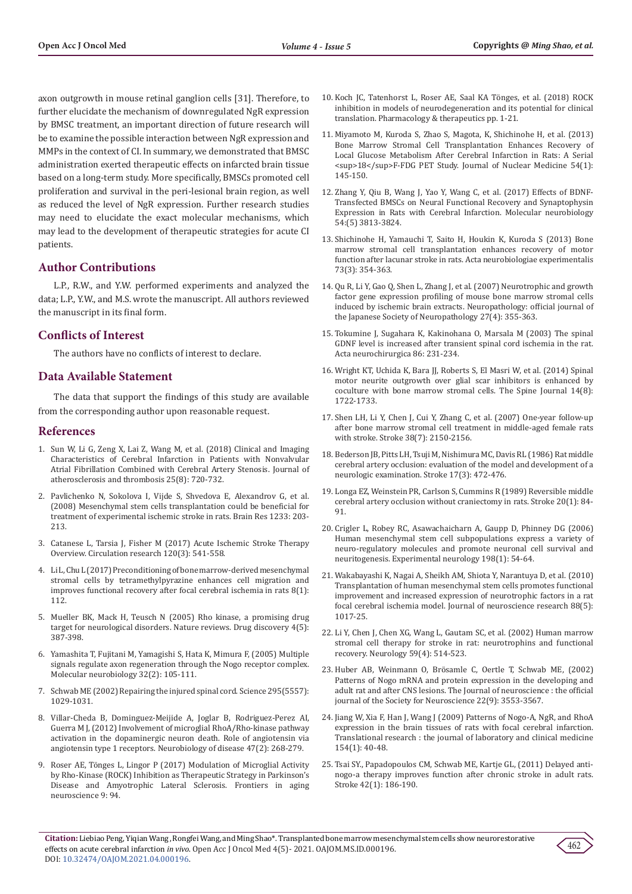axon outgrowth in mouse retinal ganglion cells [31]. Therefore, to further elucidate the mechanism of downregulated NgR expression by BMSC treatment, an important direction of future research will be to examine the possible interaction between NgR expression and MMPs in the context of CI. In summary, we demonstrated that BMSC administration exerted therapeutic effects on infarcted brain tissue based on a long-term study. More specifically, BMSCs promoted cell proliferation and survival in the peri-lesional brain region, as well as reduced the level of NgR expression. Further research studies may need to elucidate the exact molecular mechanisms, which may lead to the development of therapeutic strategies for acute CI patients.

## Author Contributions

L.P., R.W., and Y.W. performed experiments and analyzed the data; L.P., Y.W., and M.S. wrote the manuscript. All authors reviewed the manuscript in its final form.

## Conflicts of Interest

The authors have no conflicts of interest to declare.

## Data Available Statement

The data that support the findings of this study are available from the corresponding author upon reasonable request.

## References

1. Sun W, Li G, Zeng X, Lai Z, Wang M, et al. (2018) Clinical and Imaging Characteristics of Cerebral Infarction in Patients with Nonvalvular Atrial Fibrillation Combined with Cerebral Artery Stenosis. Journal of atherosclerosis and thrombosis 25(8): 720-732.
2. Pavlichenko N, Sokolova I, Vijde S, Shvedova E, Alexandrov G, et al. (2008) Mesenchymal stem cells transplantation could be beneficial for treatment of experimental ischemic stroke in rats. Brain Res 1233: 203-213.
3. Catanese L, Tarsia J, Fisher M (2017) Acute Ischemic Stroke Therapy Overview. Circulation research 120(3): 541-558.
4. Li L, Chu L (2017) Preconditioning of bone marrow-derived mesenchymal stromal cells by tetramethylpyrazine enhances cell migration and improves functional recovery after focal cerebral ischemia in rats 8(1): 112.
5. Mueller BK, Mack H, Teusch N (2005) Rho kinase, a promising drug target for neurological disorders. Nature reviews. Drug discovery 4(5): 387-398.
6. Yamashita T, Fujitani M, Yamagishi S, Hata K, Mimura F, (2005) Multiple signals regulate axon regeneration through the Nogo receptor complex. Molecular neurobiology 32(2): 105-111.
7. Schwab ME (2002) Repairing the injured spinal cord. Science 295(5557): 1029-1031.
8. Villar-Cheda B, Dominguez-Meijide A, Joglar B, Rodriguez-Perez AI, Guerra M J, (2012) Involvement of microglial RhoA/Rho-kinase pathway activation in the dopaminergic neuron death. Role of angiotensin via angiotensin type 1 receptors. Neurobiology of disease 47(2): 268-279.
9. Roser AE, Tönges L, Lingor P (2017) Modulation of Microglial Activity by Rho-Kinase (ROCK) Inhibition as Therapeutic Strategy in Parkinson's Disease and Amyotrophic Lateral Sclerosis. Frontiers in aging neuroscience 9: 94.
10. Koch JC, Tatenhorst L, Roser AE, Saal KA Tönges, et al. (2018) ROCK inhibition in models of neurodegeneration and its potential for clinical translation. Pharmacology & therapeutics pp. 1-21.
11. Miyamoto M, Kuroda S, Zhao S, Magota, K, Shichinohe H, et al. (2013) Bone Marrow Stromal Cell Transplantation Enhances Recovery of Local Glucose Metabolism After Cerebral Infarction in Rats: A Serial <sup>18</sup>F-FDG PET Study. Journal of Nuclear Medicine 54(1): 145-150.
12. Zhang Y, Qiu B, Wang J, Yao Y, Wang C, et al. (2017) Effects of BDNF-Transfected BMSCs on Neural Functional Recovery and Synaptophysin Expression in Rats with Cerebral Infarction. Molecular neurobiology 54:(5) 3813-3824.
13. Shichinohe H, Yamauchi T, Saito H, Houkin K, Kuroda S (2013) Bone marrow stromal cell transplantation enhances recovery of motor function after lacunar stroke in rats. Acta neurobiologiae experimentalis 73(3): 354-363.
14. Qu R, Li Y, Gao Q, Shen L, Zhang J, et al. (2007) Neurotrophic and growth factor gene expression profiling of mouse bone marrow stromal cells induced by ischemic brain extracts. Neuropathology: official journal of the Japanese Society of Neuropathology 27(4): 355-363.
15. Tokumine J, Sugahara K, Kakinohana O, Marsala M (2003) The spinal GDNF level is increased after transient spinal cord ischemia in the rat. Acta neurochirurgica 86: 231-234.
16. Wright KT, Uchida K, Bara JJ, Roberts S, El Masri W, et al. (2014) Spinal motor neurite outgrowth over glial scar inhibitors is enhanced by coculture with bone marrow stromal cells. The Spine Journal 14(8): 1722-1733.
17. Shen LH, Li Y, Chen J, Cui Y, Zhang C, et al. (2007) One-year follow-up after bone marrow stromal cell treatment in middle-aged female rats with stroke. Stroke 38(7): 2150-2156.
18. Bederson JB, Pitts LH, Tsuji M, Nishimura MC, Davis RL (1986) Rat middle cerebral artery occlusion: evaluation of the model and development of a neurologic examination. Stroke 17(3): 472-476.
19. Longa EZ, Weinstein PR, Carlson S, Cummins R (1989) Reversible middle cerebral artery occlusion without craniectomy in rats. Stroke 20(1): 84-91.
20. Crigler L, Robey RC, Asawachaicharn A, Gaupp D, Phinney DG (2006) Human mesenchymal stem cell subpopulations express a variety of neuro-regulatory molecules and promote neuronal cell survival and neuritogenesis. Experimental neurology 198(1): 54-64.
21. Wakabayashi K, Nagai A, Sheikh AM, Shiota Y, Narantuya D, et al. (2010) Transplantation of human mesenchymal stem cells promotes functional improvement and increased expression of neurotrophic factors in a rat focal cerebral ischemia model. Journal of neuroscience research 88(5): 1017-25.
22. Li Y, Chen J, Chen XG, Wang L, Gautam SC, et al. (2002) Human marrow stromal cell therapy for stroke in rat: neurotrophins and functional recovery. Neurology 59(4): 514-523.
23. Huber AB, Weinmann O, Brösamle C, Oertle T, Schwab ME, (2002) Patterns of Nogo mRNA and protein expression in the developing and adult rat and after CNS lesions. The Journal of neuroscience : the official journal of the Society for Neuroscience 22(9): 3553-3567.
24. Jiang W, Xia F, Han J, Wang J (2009) Patterns of Nogo-A, NgR, and RhoA expression in the brain tissues of rats with focal cerebral infarction. Translational research : the journal of laboratory and clinical medicine 154(1): 40-48.
25. Tsai SY., Papadopoulos CM, Schwab ME, Kartje GL, (2011) Delayed anti-nogo-a therapy improves function after chronic stroke in adult rats. Stroke 42(1): 186-190.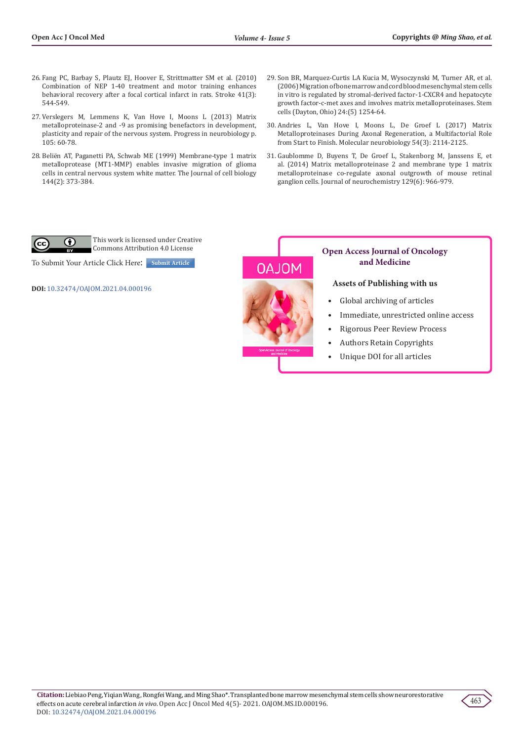26. Fang PC, Barbay S, Plautz EJ, Hoover E, Strittmatter SM et al. (2010) Combination of NEP 1-40 treatment and motor training enhances behavioral recovery after a focal cortical infarct in rats. Stroke 41(3): 544-549.
27. Verslegers M, Lemmens K, Van Hove I, Moons L (2013) Matrix metalloproteinase-2 and -9 as promising benefactors in development, plasticity and repair of the nervous system. Progress in neurobiology p. 105: 60-78.
28. Beliën AT, Paganetti PA, Schwab ME (1999) Membrane-type 1 matrix metalloprotease (MT1-MMP) enables invasive migration of glioma cells in central nervous system white matter. The Journal of cell biology 144(2): 373-384.
29. Son BR, Marquez-Curtis LA Kucia M, Wysoczynski M, Turner AR, et al. (2006) Migration of bone marrow and cord blood mesenchymal stem cells in vitro is regulated by stromal-derived factor-1-CXCR4 and hepatocyte growth factor-c-met axes and involves matrix metalloproteinases. Stem cells (Dayton, Ohio) 24:(5) 1254-64.
30. Andries L, Van Hove I, Moons L, De Groef L (2017) Matrix Metalloproteinases During Axonal Regeneration, a Multifactorial Role from Start to Finish. Molecular neurobiology 54(3): 2114-2125.
31. Gaublomme D, Buyens T, De Groef L, Stakenborg M, Janssens E, et al. (2014) Matrix metalloproteinase 2 and membrane type 1 matrix metalloproteinase co-regulate axonal outgrowth of mouse retinal ganglion cells. Journal of neurochemistry 129(6): 966-979.

This work is licensed under Creative Commons Attribution 4.0 License

To Submit Your Article Click Here: Submit Article

**DOI:** 10.32474/OAJOM.2021.04.000196

**Open Access Journal of Oncology and Medicine**

**Assets of Publishing with us**

- Global archiving of articles
- Immediate, unrestricted online access
- Rigorous Peer Review Process
- Authors Retain Copyrights
- Unique DOI for all articles

**Citation:** Liebiao Peng, Yiqian Wang, Rongfei Wang, and Ming Shao*. Transplanted bone marrow mesenchymal stem cells show neurorestorative effects on acute cerebral infarction *in vivo*. Open Acc J Oncol Med 4(5)- 2021. OAJOM.MS.ID.000196.
DOI: 10.32474/OAJOM.2021.04.000196